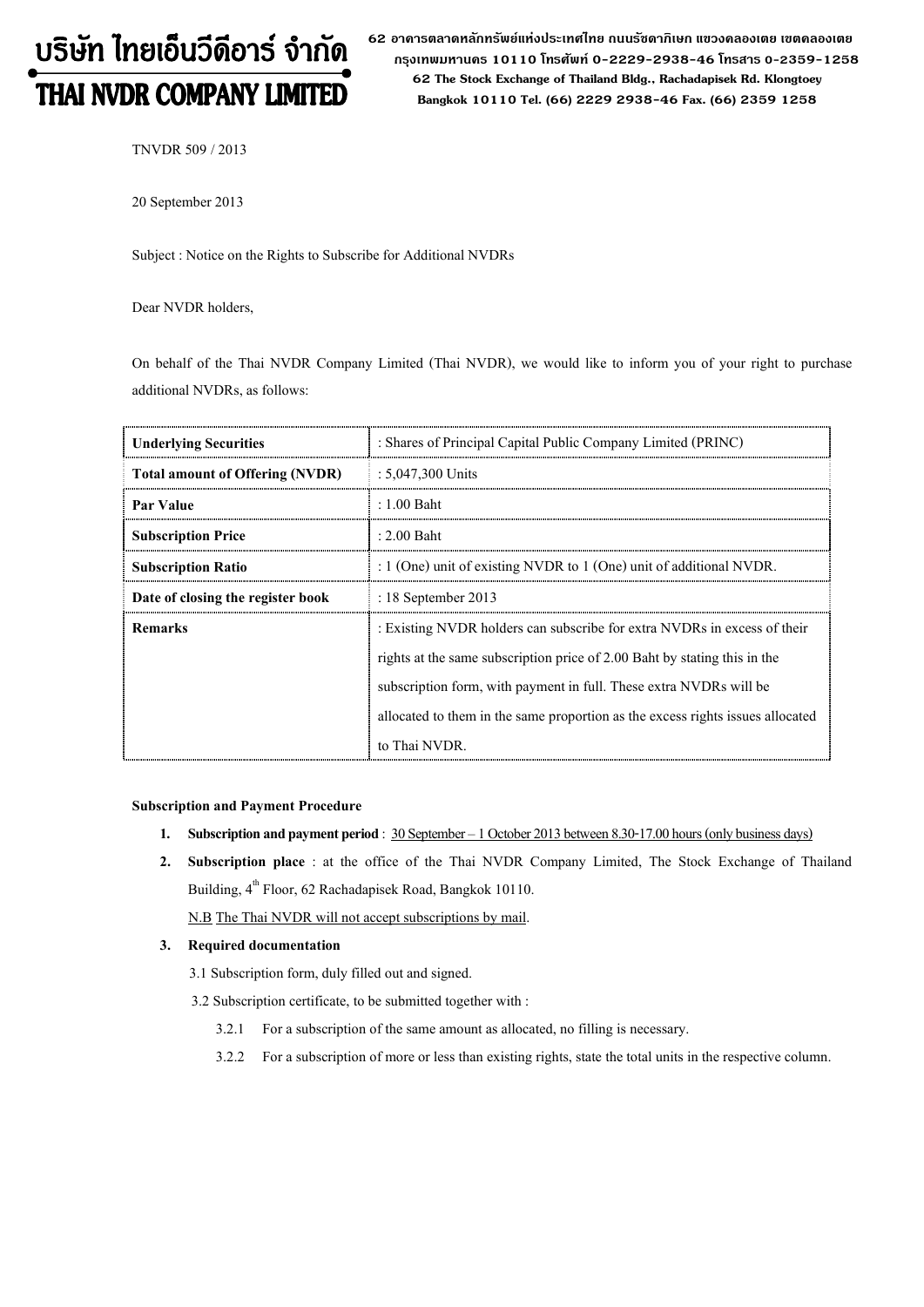# บริษัท ไทยเอ็นวีดีอาร์ จำกัด
# THAI NVDR COMPANY LIMITED

62 อาคารตลาดหลักทรัพย์แห่งประเทศไทย ถนนรัชดาภิเษก แขวงคลองเตย เขตคลองเตย กรุงเทพมหานคร 10110 โทรศัพท์ 0-2229-2938-46 โทรสาร 0-2359-1258
62 The Stock Exchange of Thailand Bldg., Rachadapisek Rd. Klongtoey Bangkok 10110 Tel. (66) 2229 2938-46 Fax. (66) 2359 1258

TNVDR 509 / 2013

20 September 2013

Subject : Notice on the Rights to Subscribe for Additional NVDRs

Dear NVDR holders,

On behalf of the Thai NVDR Company Limited (Thai NVDR), we would like to inform you of your right to purchase additional NVDRs, as follows:

| **Underlying Securities** | : Shares of Principal Capital Public Company Limited (PRINC) |
|---|---|
| **Total amount of Offering (NVDR)** | : 5,047,300 Units |
| **Par Value** | : 1.00 Baht |
| **Subscription Price** | : 2.00 Baht |
| **Subscription Ratio** | : 1 (One) unit of existing NVDR to 1 (One) unit of additional NVDR. |
| **Date of closing the register book** | : 18 September 2013 |
| **Remarks** | : Existing NVDR holders can subscribe for extra NVDRs in excess of their rights at the same subscription price of 2.00 Baht by stating this in the subscription form, with payment in full. These extra NVDRs will be allocated to them in the same proportion as the excess rights issues allocated to Thai NVDR. |

**Subscription and Payment Procedure**

1. **Subscription and payment period** : 30 September – 1 October 2013 between 8.30-17.00 hours (only business days)
2. **Subscription place** : at the office of the Thai NVDR Company Limited, The Stock Exchange of Thailand Building, 4th Floor, 62 Rachadapisek Road, Bangkok 10110.

   N.B The Thai NVDR will not accept subscriptions by mail.
3. **Required documentation**

   3.1 Subscription form, duly filled out and signed.

   3.2 Subscription certificate, to be submitted together with :

   3.2.1 For a subscription of the same amount as allocated, no filling is necessary.

   3.2.2 For a subscription of more or less than existing rights, state the total units in the respective column.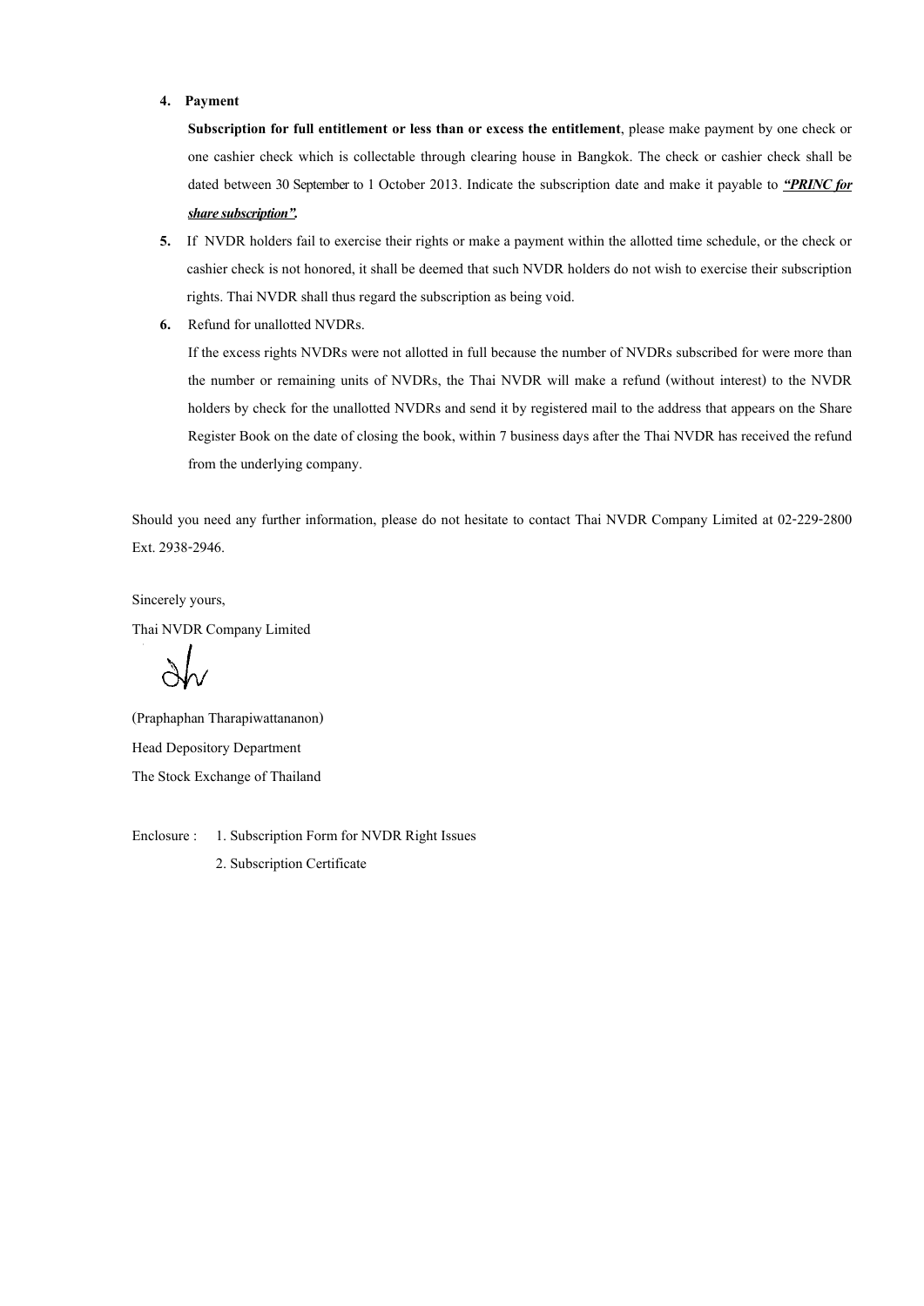4. **Payment**

   **Subscription for full entitlement or less than or excess the entitlement**, please make payment by one check or one cashier check which is collectable through clearing house in Bangkok. The check or cashier check shall be dated between 30 September to 1 October 2013. Indicate the subscription date and make it payable to ***"PRINC for share subscription".***

5. If NVDR holders fail to exercise their rights or make a payment within the allotted time schedule, or the check or cashier check is not honored, it shall be deemed that such NVDR holders do not wish to exercise their subscription rights. Thai NVDR shall thus regard the subscription as being void.

6. Refund for unallotted NVDRs.

   If the excess rights NVDRs were not allotted in full because the number of NVDRs subscribed for were more than the number or remaining units of NVDRs, the Thai NVDR will make a refund (without interest) to the NVDR holders by check for the unallotted NVDRs and send it by registered mail to the address that appears on the Share Register Book on the date of closing the book, within 7 business days after the Thai NVDR has received the refund from the underlying company.

Should you need any further information, please do not hesitate to contact Thai NVDR Company Limited at 02-229-2800 Ext. 2938-2946.

Sincerely yours,

Thai NVDR Company Limited

(Praphaphan Tharapiwattananon)

Head Depository Department

The Stock Exchange of Thailand

Enclosure : 1. Subscription Form for NVDR Right Issues

2. Subscription Certificate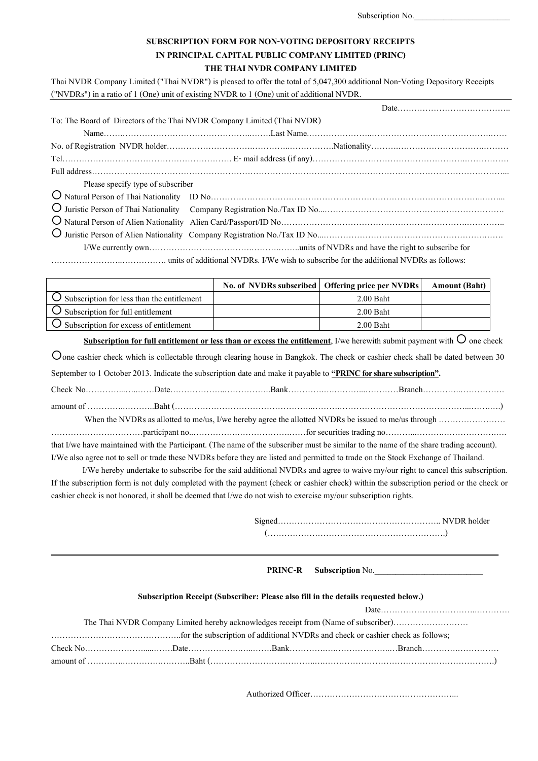Subscription No.______________________

**SUBSCRIPTION FORM FOR NON-VOTING DEPOSITORY RECEIPTS**
**IN PRINCIPAL CAPITAL PUBLIC COMPANY LIMITED (PRINC)**
**THE THAI NVDR COMPANY LIMITED**

Thai NVDR Company Limited ("Thai NVDR") is pleased to offer the total of 5,047,300 additional Non-Voting Depository Receipts ("NVDRs") in a ratio of 1 (One) unit of existing NVDR to 1 (One) unit of additional NVDR.

Date…………………………………..

To: The Board of Directors of the Thai NVDR Company Limited (Thai NVDR)

Name……..……………………………………..…….Last Name.…………………..……………………………………….……

No. of Registration NVDR holder……………………….…………..…………….Nationality……….…………………………….………

Tel……………………………………………………. E- mail address (if any)……………………………………………………….…………….

Full address……………………………………………………………………………………………….……………………………...

Please specify type of subscriber

○ Natural Person of Thai Nationality ID No……………………………………………………………………………………..……...

○ Juristic Person of Thai Nationality Company Registration No./Tax ID No...…………………………………….………………….

○ Natural Person of Alien Nationality Alien Card/Passport/ID No…………………………………………………………….…………..

○ Juristic Person of Alien Nationality Company Registration No./Tax ID No...…………………………………………………….…….

I/We currently own…………………………….……….……..units of NVDRs and have the right to subscribe for ……………………..……………. units of additional NVDRs. I/We wish to subscribe for the additional NVDRs as follows:

| | No. of NVDRs subscribed | Offering price per NVDRs | Amount (Baht) |
|---|---|---|---|
| ○ Subscription for less than the entitlement | | 2.00 Baht | |
| ○ Subscription for full entitlement | | 2.00 Baht | |
| ○ Subscription for excess of entitlement | | 2.00 Baht | |

**Subscription for full entitlement or less than or excess the entitlement**, I/we herewith submit payment with ○ one check ○one cashier check which is collectable through clearing house in Bangkok. The check or cashier check shall be dated between 30 September to 1 October 2013. Indicate the subscription date and make it payable to **"PRINC for share subscription".**

Check No…………...…...……Date………………...……………..Bank…………..….………...…………Branch…………..…………….

amount of …………...………..Baht (…………………………………………..……….……………………………………...…….…….)

When the NVDRs as allotted to me/us, I/we hereby agree the allotted NVDRs be issued to me/us through …………………… ……………………………participant no..……………..…………………..……for securities trading no………...……….………………..…. that I/we have maintained with the Participant. (The name of the subscriber must be similar to the name of the share trading account). I/We also agree not to sell or trade these NVDRs before they are listed and permitted to trade on the Stock Exchange of Thailand.

I/We hereby undertake to subscribe for the said additional NVDRs and agree to waive my/our right to cancel this subscription. If the subscription form is not duly completed with the payment (check or cashier check) within the subscription period or the check or cashier check is not honored, it shall be deemed that I/we do not wish to exercise my/our subscription rights.

Signed………………………………………………….. NVDR holder

(……………………………………………………….)

---

**PRINC-R** **Subscription** No.________________________

**Subscription Receipt (Subscriber: Please also fill in the details requested below.)**

Date…………………………..…………

The Thai NVDR Company Limited hereby acknowledges receipt from (Name of subscriber)……………………… ………………………………………..for the subscription of additional NVDRs and check or cashier check as follows;

Check No…………………....……Date…………………..…….Bank…………….……………..….Branch………….……………

amount of …………..………….………..Baht (………………………….….………………………………………………….)

Authorized Officer…………………………………………...